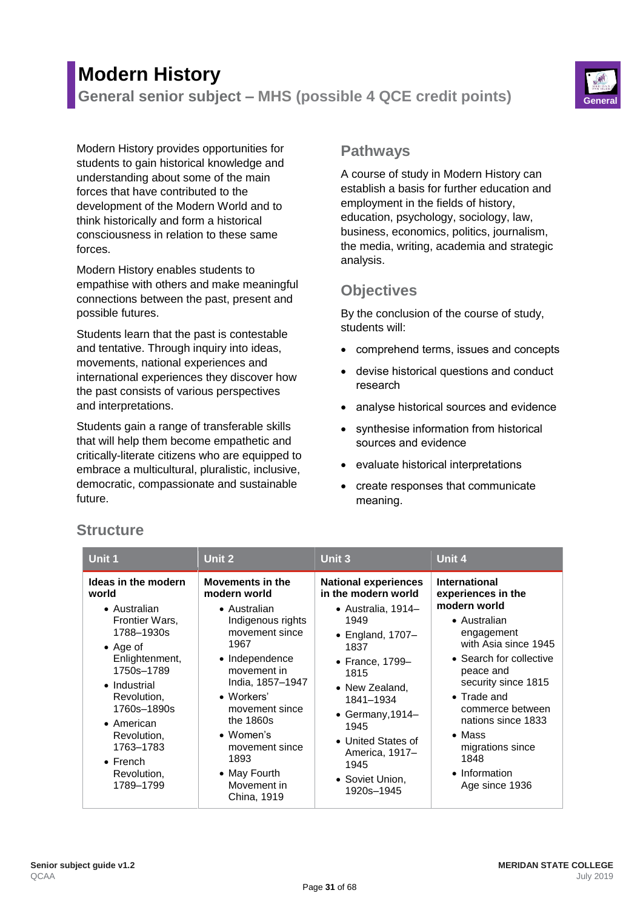# Modern History

## General senior subject – MHS (possible 4 QCE credit points)

General

Modern History provides opportunities for students to gain historical knowledge and understanding about some of the main forces that have contributed to the development of the Modern World and to think historically and form a historical consciousness in relation to these same forces.

Modern History enables students to empathise with others and make meaningful connections between the past, present and possible futures.

Students learn that the past is contestable and tentative. Through inquiry into ideas, movements, national experiences and international experiences they discover how the past consists of various perspectives and interpretations.

Students gain a range of transferable skills that will help them become empathetic and critically-literate citizens who are equipped to embrace a multicultural, pluralistic, inclusive, democratic, compassionate and sustainable future.

## Pathways

A course of study in Modern History can establish a basis for further education and employment in the fields of history, education, psychology, sociology, law, business, economics, politics, journalism, the media, writing, academia and strategic analysis.

## Objectives

By the conclusion of the course of study, students will:

- comprehend terms, issues and concepts
- devise historical questions and conduct research
- analyse historical sources and evidence
- synthesise information from historical sources and evidence
- evaluate historical interpretations
- create responses that communicate meaning.

## Structure

| Unit 1 | Unit 2 | Unit 3 | Unit 4 |
|---|---|---|---|
| **Ideas in the modern world**<br>• Australian Frontier Wars, 1788–1930s<br>• Age of Enlightenment, 1750s–1789<br>• Industrial Revolution, 1760s–1890s<br>• American Revolution, 1763–1783<br>• French Revolution, 1789–1799 | **Movements in the modern world**<br>• Australian Indigenous rights movement since 1967<br>• Independence movement in India, 1857–1947<br>• Workers' movement since the 1860s<br>• Women's movement since 1893<br>• May Fourth Movement in China, 1919 | **National experiences in the modern world**<br>• Australia, 1914–1949<br>• England, 1707–1837<br>• France, 1799–1815<br>• New Zealand, 1841–1934<br>• Germany,1914–1945<br>• United States of America, 1917–1945<br>• Soviet Union, 1920s–1945 | **International experiences in the modern world**<br>• Australian engagement with Asia since 1945<br>• Search for collective peace and security since 1815<br>• Trade and commerce between nations since 1833<br>• Mass migrations since 1848<br>• Information Age since 1936 |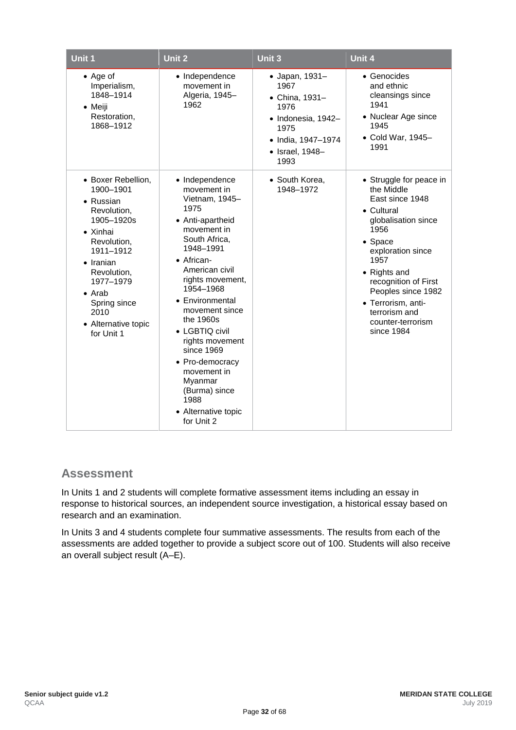| Unit 1 | Unit 2 | Unit 3 | Unit 4 |
|---|---|---|---|
| • Age of Imperialism, 1848–1914<br>• Meiji Restoration, 1868–1912 | • Independence movement in Algeria, 1945–1962 | • Japan, 1931–1967<br>• China, 1931–1976<br>• Indonesia, 1942–1975<br>• India, 1947–1974<br>• Israel, 1948–1993 | • Genocides and ethnic cleansings since 1941<br>• Nuclear Age since 1945<br>• Cold War, 1945–1991 |
| • Boxer Rebellion, 1900–1901<br>• Russian Revolution, 1905–1920s<br>• Xinhai Revolution, 1911–1912<br>• Iranian Revolution, 1977–1979<br>• Arab Spring since 2010<br>• Alternative topic for Unit 1 | • Independence movement in Vietnam, 1945–1975<br>• Anti-apartheid movement in South Africa, 1948–1991<br>• African-American civil rights movement, 1954–1968<br>• Environmental movement since the 1960s<br>• LGBTIQ civil rights movement since 1969<br>• Pro-democracy movement in Myanmar (Burma) since 1988<br>• Alternative topic for Unit 2 | • South Korea, 1948–1972 | • Struggle for peace in the Middle East since 1948<br>• Cultural globalisation since 1956<br>• Space exploration since 1957<br>• Rights and recognition of First Peoples since 1982<br>• Terrorism, anti-terrorism and counter-terrorism since 1984 |

## Assessment

In Units 1 and 2 students will complete formative assessment items including an essay in response to historical sources, an independent source investigation, a historical essay based on research and an examination.

In Units 3 and 4 students complete four summative assessments. The results from each of the assessments are added together to provide a subject score out of 100. Students will also receive an overall subject result (A–E).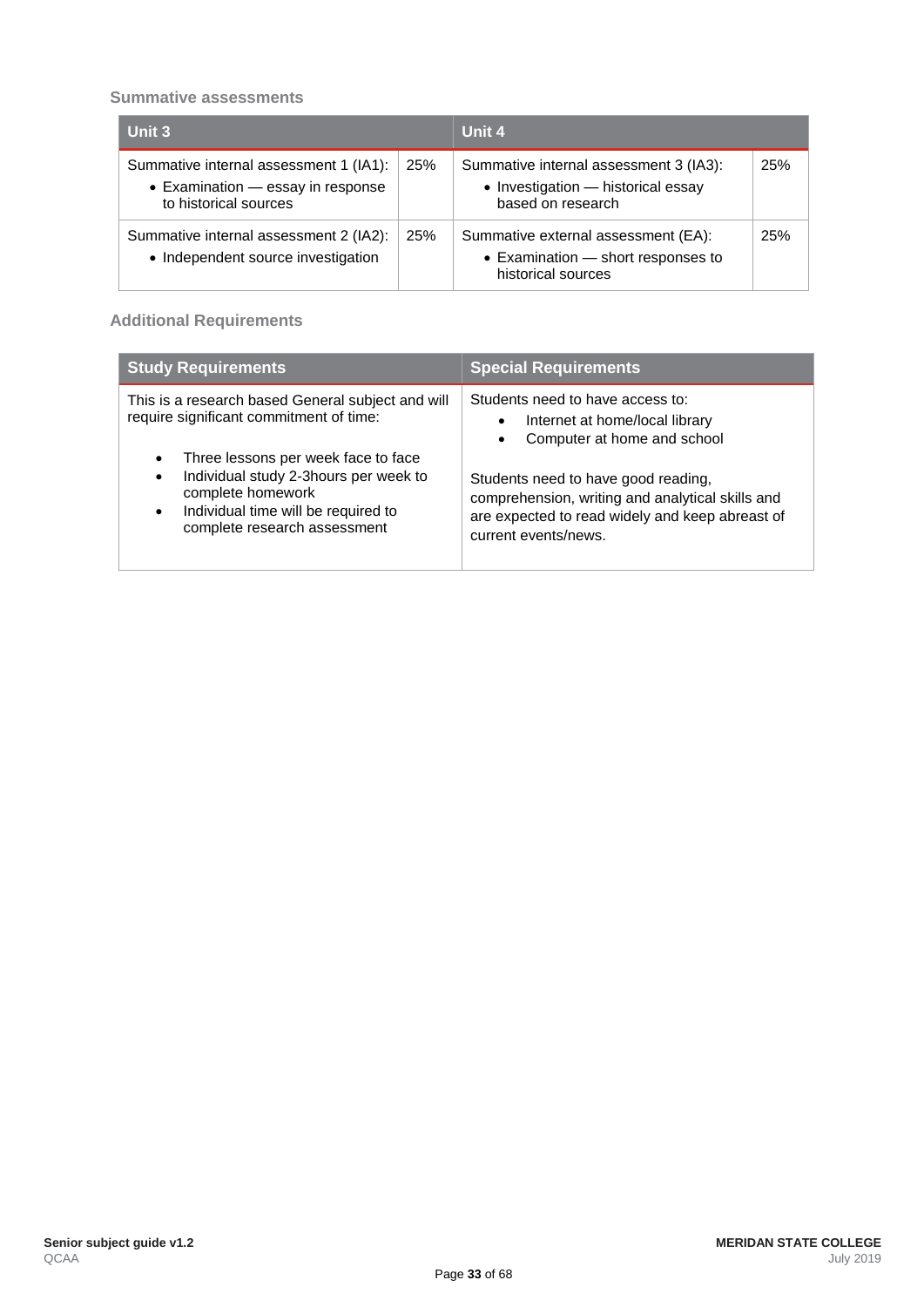### Summative assessments

| Unit 3 | | Unit 4 | |
|---|---|---|---|
| Summative internal assessment 1 (IA1): <br>• Examination — essay in response to historical sources | 25% | Summative internal assessment 3 (IA3): <br>• Investigation — historical essay based on research | 25% |
| Summative internal assessment 2 (IA2): <br>• Independent source investigation | 25% | Summative external assessment (EA): <br>• Examination — short responses to historical sources | 25% |

### Additional Requirements

| Study Requirements | Special Requirements |
|---|---|
| This is a research based General subject and will require significant commitment of time: <br>• Three lessons per week face to face <br>• Individual study 2-3hours per week to complete homework <br>• Individual time will be required to complete research assessment | Students need to have access to: <br>• Internet at home/local library <br>• Computer at home and school <br><br>Students need to have good reading, comprehension, writing and analytical skills and are expected to read widely and keep abreast of current events/news. |